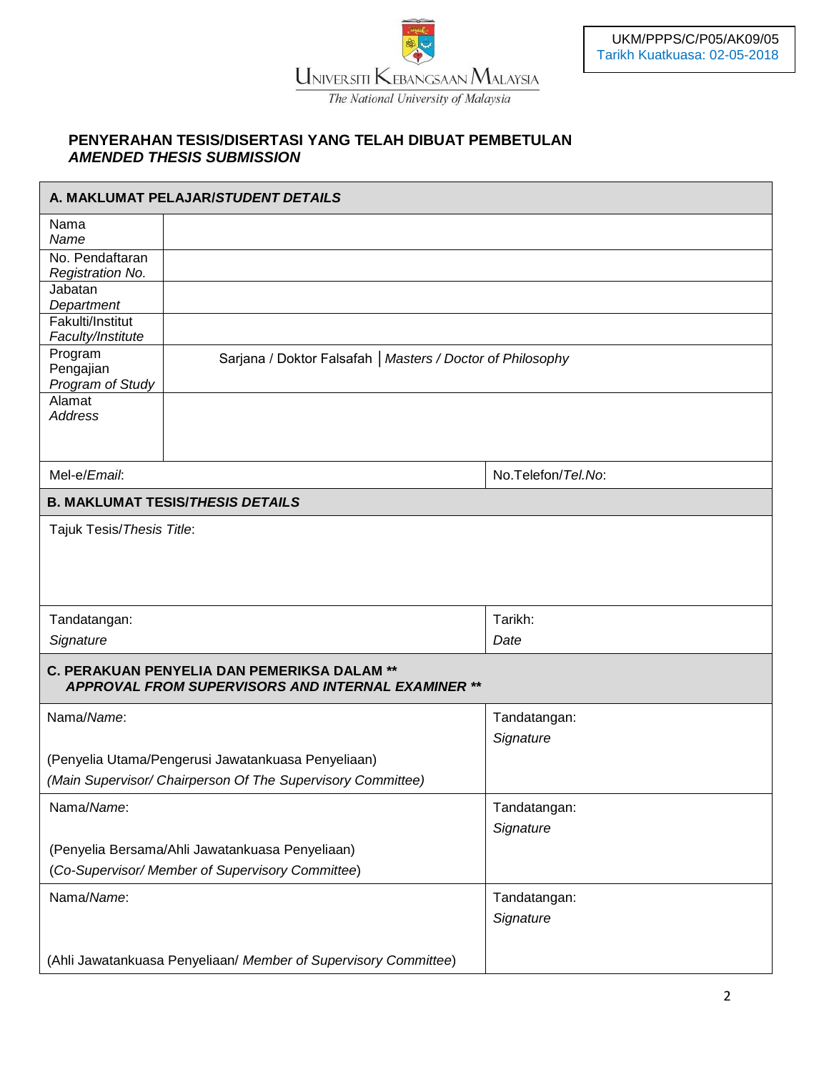UKM/PPPS/C/P05/AK09/05
Tarikh Kuatkuasa: 02-05-2018

UNIVERSITI KEBANGSAAN MALAYSIA
*The National University of Malaysia*

## PENYERAHAN TESIS/DISERTASI YANG TELAH DIBUAT PEMBETULAN
## *AMENDED THESIS SUBMISSION*

| **A. MAKLUMAT PELAJAR/*STUDENT DETAILS*** | | |
|---|---|---|
| Nama *Name* | | |
| No. Pendaftaran *Registration No.* | | |
| Jabatan *Department* | | |
| Fakulti/Institut *Faculty/Institute* | | |
| Program Pengajian *Program of Study* | Sarjana / Doktor Falsafah │ *Masters / Doctor of Philosophy* | |
| Alamat *Address* | | |
| Mel-e/*Email*: | | No.Telefon/*Tel.No*: |
| **B. MAKLUMAT TESIS/*THESIS DETAILS*** | | |
| Tajuk Tesis/*Thesis Title*: | | |
| Tandatangan: *Signature* | | Tarikh: *Date* |
| **C. PERAKUAN PENYELIA DAN PEMERIKSA DALAM \*\*** ***APPROVAL FROM SUPERVISORS AND INTERNAL EXAMINER \*\**** | | |
| Nama/*Name*: (Penyelia Utama/Pengerusi Jawatankuasa Penyeliaan) *(Main Supervisor/ Chairperson Of The Supervisory Committee)* | | Tandatangan: *Signature* |
| Nama/*Name*: (Penyelia Bersama/Ahli Jawatankuasa Penyeliaan) (*Co-Supervisor/ Member of Supervisory Committee*) | | Tandatangan: *Signature* |
| Nama/*Name*: (Ahli Jawatankuasa Penyeliaan/ *Member of Supervisory Committee*) | | Tandatangan: *Signature* |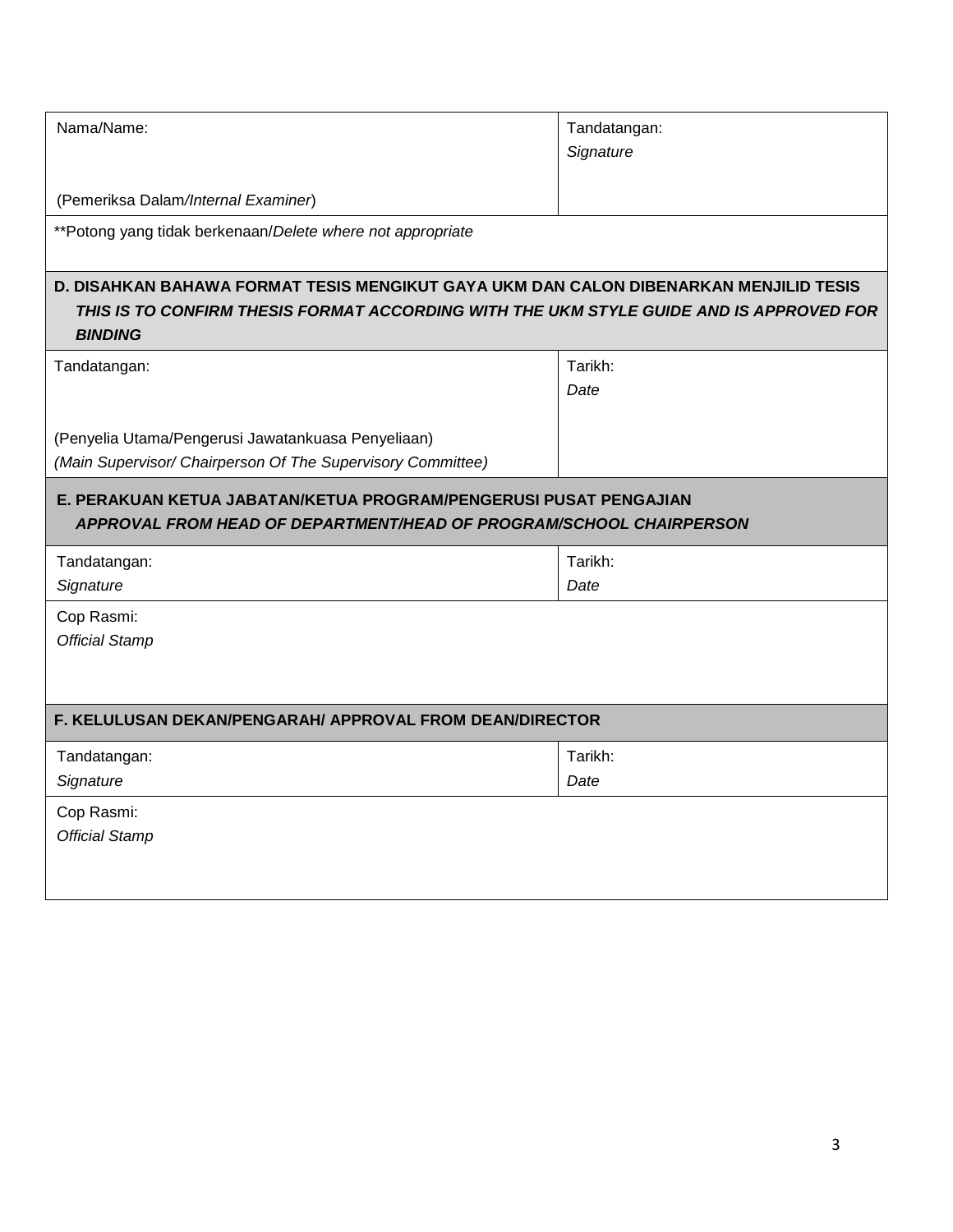| Nama/Name:<br><br>(Pemeriksa Dalam/*Internal Examiner*) | Tandatangan:<br>*Signature* |
|---|---|
| **Potong yang tidak berkenaan/*Delete where not appropriate* | |

| **D. DISAHKAN BAHAWA FORMAT TESIS MENGIKUT GAYA UKM DAN CALON DIBENARKAN MENJILID TESIS**<br>***THIS IS TO CONFIRM THESIS FORMAT ACCORDING WITH THE UKM STYLE GUIDE AND IS APPROVED FOR BINDING*** | |
|---|---|
| Tandatangan:<br><br>(Penyelia Utama/Pengerusi Jawatankuasa Penyeliaan)<br>*(Main Supervisor/ Chairperson Of The Supervisory Committee)* | Tarikh:<br>*Date* |

| **E. PERAKUAN KETUA JABATAN/KETUA PROGRAM/PENGERUSI PUSAT PENGAJIAN**<br>***APPROVAL FROM HEAD OF DEPARTMENT/HEAD OF PROGRAM/SCHOOL CHAIRPERSON*** | |
|---|---|
| Tandatangan:<br>*Signature* | Tarikh:<br>*Date* |
| Cop Rasmi:<br>*Official Stamp* | |

| **F. KELULUSAN DEKAN/PENGARAH/ APPROVAL FROM DEAN/DIRECTOR** | |
|---|---|
| Tandatangan:<br>*Signature* | Tarikh:<br>*Date* |
| Cop Rasmi:<br>*Official Stamp* | |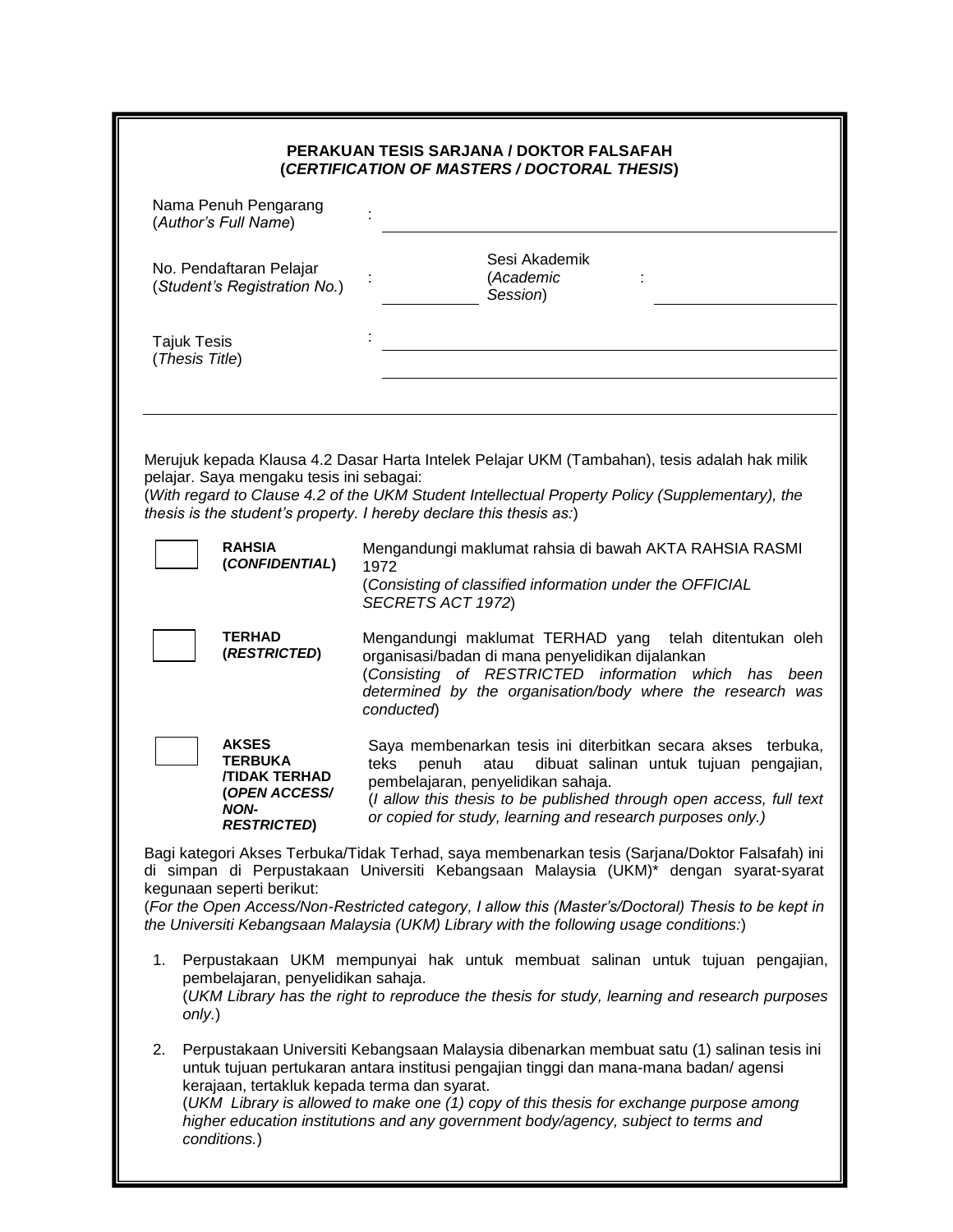**PERAKUAN TESIS SARJANA / DOKTOR FALSAFAH**
**(*CERTIFICATION OF MASTERS / DOCTORAL THESIS*)**

Nama Penuh Pengarang (*Author's Full Name*) : ______________________________

No. Pendaftaran Pelajar (*Student's Registration No.*) : __________ Sesi Akademik (*Academic Session*) : __________

Tajuk Tesis (*Thesis Title*) : ______________________________

______________________________

---

Merujuk kepada Klausa 4.2 Dasar Harta Intelek Pelajar UKM (Tambahan), tesis adalah hak milik pelajar. Saya mengaku tesis ini sebagai:
(*With regard to Clause 4.2 of the UKM Student Intellectual Property Policy (Supplementary), the thesis is the student's property. I hereby declare this thesis as:*)

| | | |
|---|---|---|
| ☐ | **RAHSIA (*CONFIDENTIAL*)** | Mengandungi maklumat rahsia di bawah AKTA RAHSIA RASMI 1972 (*Consisting of classified information under the OFFICIAL SECRETS ACT 1972*) |
| ☐ | **TERHAD (*RESTRICTED*)** | Mengandungi maklumat TERHAD yang telah ditentukan oleh organisasi/badan di mana penyelidikan dijalankan (*Consisting of RESTRICTED information which has been determined by the organisation/body where the research was conducted*) |
| ☐ | **AKSES TERBUKA /TIDAK TERHAD (*OPEN ACCESS/ NON-RESTRICTED*)** | Saya membenarkan tesis ini diterbitkan secara akses terbuka, teks penuh atau dibuat salinan untuk tujuan pengajian, pembelajaran, penyelidikan sahaja. (*I allow this thesis to be published through open access, full text or copied for study, learning and research purposes only.*) |

Bagi kategori Akses Terbuka/Tidak Terhad, saya membenarkan tesis (Sarjana/Doktor Falsafah) ini di simpan di Perpustakaan Universiti Kebangsaan Malaysia (UKM)* dengan syarat-syarat kegunaan seperti berikut:
(*For the Open Access/Non-Restricted category, I allow this (Master's/Doctoral) Thesis to be kept in the Universiti Kebangsaan Malaysia (UKM) Library with the following usage conditions:*)

1. Perpustakaan UKM mempunyai hak untuk membuat salinan untuk tujuan pengajian, pembelajaran, penyelidikan sahaja.
   (*UKM Library has the right to reproduce the thesis for study, learning and research purposes only.*)

2. Perpustakaan Universiti Kebangsaan Malaysia dibenarkan membuat satu (1) salinan tesis ini untuk tujuan pertukaran antara institusi pengajian tinggi dan mana-mana badan/ agensi kerajaan, tertakluk kepada terma dan syarat.
   (*UKM Library is allowed to make one (1) copy of this thesis for exchange purpose among higher education institutions and any government body/agency, subject to terms and conditions.*)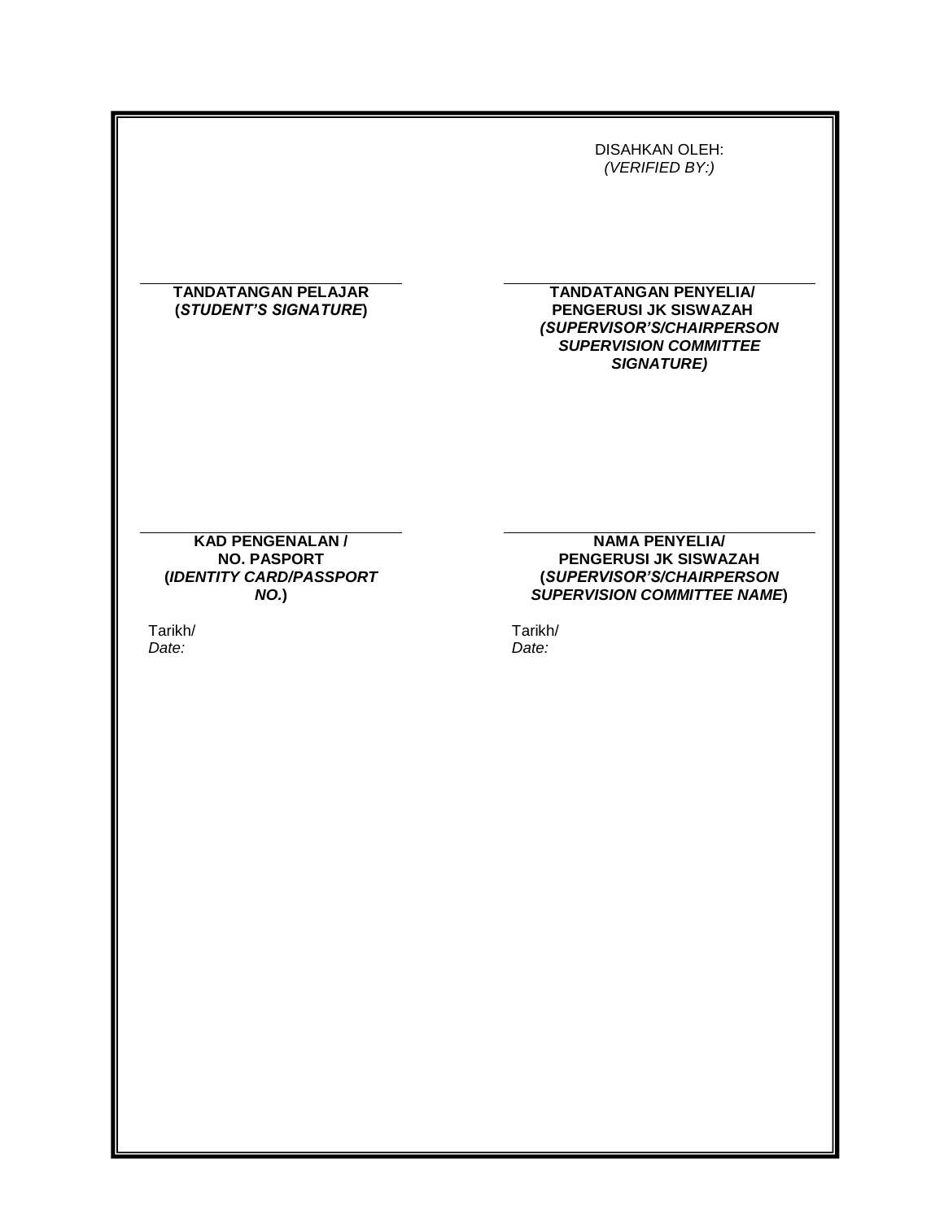DISAHKAN OLEH:
*(VERIFIED BY:)*

| | |
|---|---|
| **TANDATANGAN PELAJAR** **(*STUDENT'S SIGNATURE*)** | **TANDATANGAN PENYELIA/ PENGERUSI JK SISWAZAH** ***(SUPERVISOR'S/CHAIRPERSON SUPERVISION COMMITTEE SIGNATURE)*** |
| **KAD PENGENALAN / NO. PASPORT** **(*IDENTITY CARD/PASSPORT NO.*)** | **NAMA PENYELIA/ PENGERUSI JK SISWAZAH** **(*SUPERVISOR'S/CHAIRPERSON SUPERVISION COMMITTEE NAME*)** |
| Tarikh/ *Date:* | Tarikh/ *Date:* |